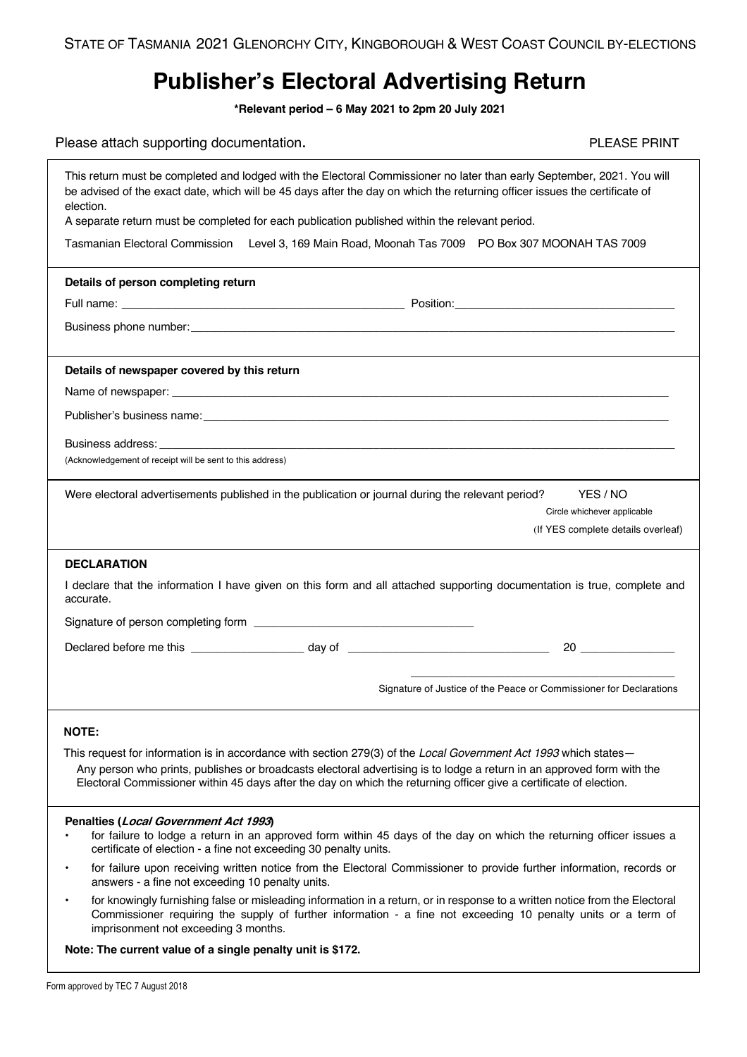STATE OF TASMANIA 2021 GLENORCHY CITY, KINGBOROUGH & WEST COAST COUNCIL BY-ELECTIONS

# Publisher's Electoral Advertising Return

**\*Relevant period – 6 May 2021 to 2pm 20 July 2021**

Please attach supporting documentation. PLEASE PRINT

This return must be completed and lodged with the Electoral Commissioner no later than early September, 2021. You will be advised of the exact date, which will be 45 days after the day on which the returning officer issues the certificate of election.

A separate return must be completed for each publication published within the relevant period.

Tasmanian Electoral Commission Level 3, 169 Main Road, Moonah Tas 7009 PO Box 307 MOONAH TAS 7009

**Details of person completing return**

Full name: ______________________________ Position: ______________________________

Business phone number: ______________________________

**Details of newspaper covered by this return**

Name of newspaper: ______________________________

Publisher's business name: ______________________________

Business address: ______________________________

(Acknowledgement of receipt will be sent to this address)

Were electoral advertisements published in the publication or journal during the relevant period? YES / NO

Circle whichever applicable

(If YES complete details overleaf)

**DECLARATION**

I declare that the information I have given on this form and all attached supporting documentation is true, complete and accurate.

Signature of person completing form ______________________________

Declared before me this ______________ day of ______________________ 20 __________

______________________________

Signature of Justice of the Peace or Commissioner for Declarations

**NOTE:**

This request for information is in accordance with section 279(3) of the *Local Government Act 1993* which states—

Any person who prints, publishes or broadcasts electoral advertising is to lodge a return in an approved form with the Electoral Commissioner within 45 days after the day on which the returning officer give a certificate of election.

**Penalties (*Local Government Act 1993*)**

- for failure to lodge a return in an approved form within 45 days of the day on which the returning officer issues a certificate of election - a fine not exceeding 30 penalty units.
- for failure upon receiving written notice from the Electoral Commissioner to provide further information, records or answers - a fine not exceeding 10 penalty units.
- for knowingly furnishing false or misleading information in a return, or in response to a written notice from the Electoral Commissioner requiring the supply of further information - a fine not exceeding 10 penalty units or a term of imprisonment not exceeding 3 months.

**Note: The current value of a single penalty unit is $172.**

Form approved by TEC 7 August 2018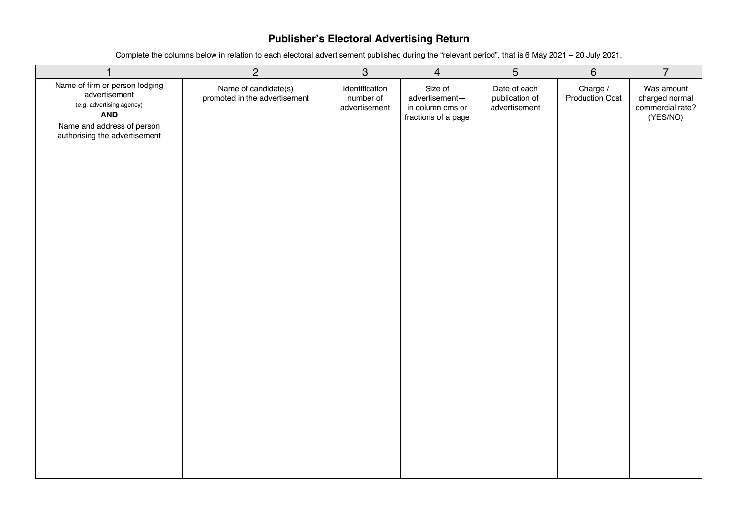# Publisher's Electoral Advertising Return

Complete the columns below in relation to each electoral advertisement published during the "relevant period", that is 6 May 2021 – 20 July 2021.

| 1 | 2 | 3 | 4 | 5 | 6 | 7 |
|---|---|---|---|---|---|---|
| Name of firm or person lodging advertisement (e.g. advertising agency) **AND** Name and address of person authorising the advertisement | Name of candidate(s) promoted in the advertisement | Identification number of advertisement | Size of advertisement— in column cms or fractions of a page | Date of each publication of advertisement | Charge / Production Cost | Was amount charged normal commercial rate? (YES/NO) |
| | | | | | | |